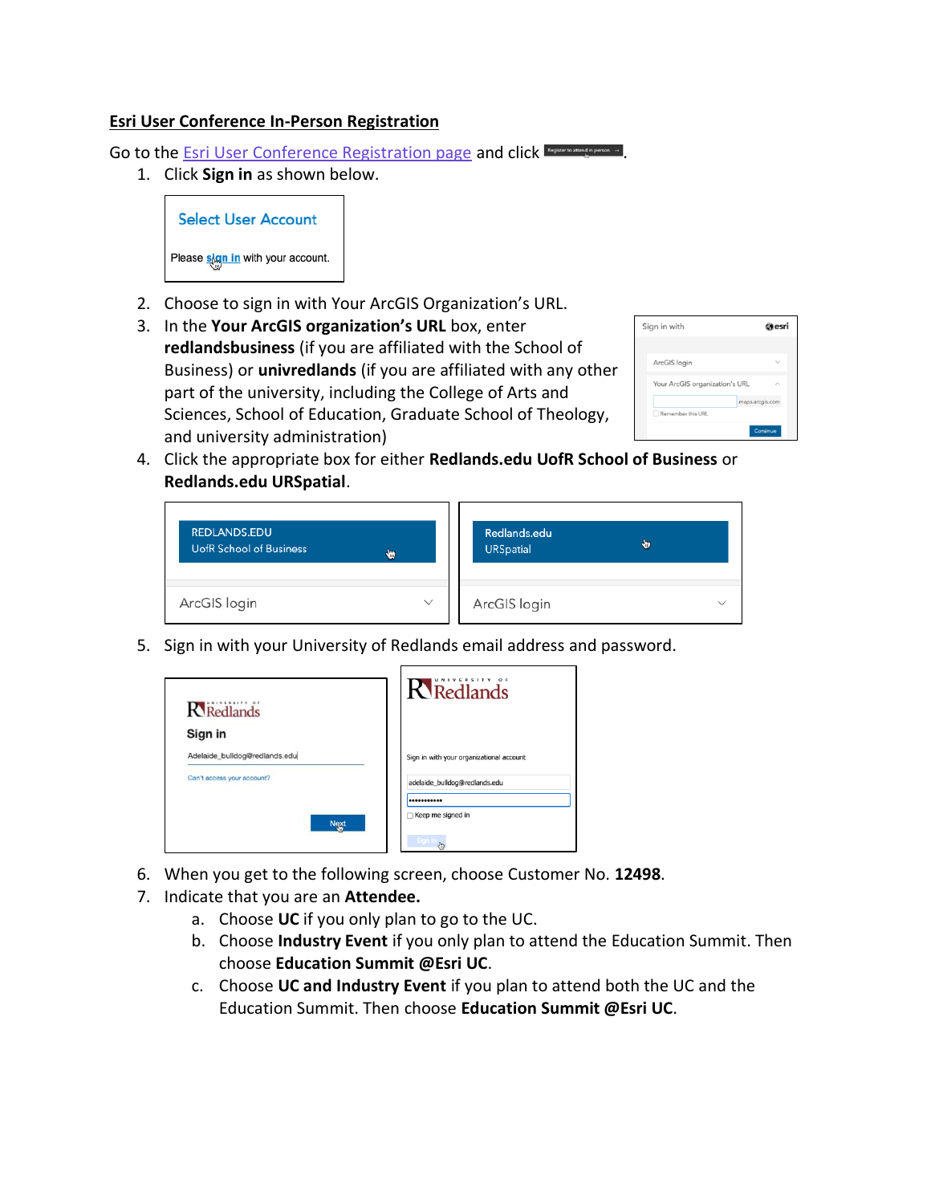**Esri User Conference In-Person Registration**

Go to the Esri User Conference Registration page and click .

1. Click **Sign in** as shown below.
2. Choose to sign in with Your ArcGIS Organization's URL.
3. In the **Your ArcGIS organization's URL** box, enter **redlandsbusiness** (if you are affiliated with the School of Business) or **univredlands** (if you are affiliated with any other part of the university, including the College of Arts and Sciences, School of Education, Graduate School of Theology, and university administration)
4. Click the appropriate box for either **Redlands.edu UofR School of Business** or **Redlands.edu URSpatial**.
5. Sign in with your University of Redlands email address and password.
6. When you get to the following screen, choose Customer No. **12498**.
7. Indicate that you are an **Attendee.**
   a. Choose **UC** if you only plan to go to the UC.
   b. Choose **Industry Event** if you only plan to attend the Education Summit. Then choose **Education Summit @Esri UC**.
   c. Choose **UC and Industry Event** if you plan to attend both the UC and the Education Summit. Then choose **Education Summit @Esri UC**.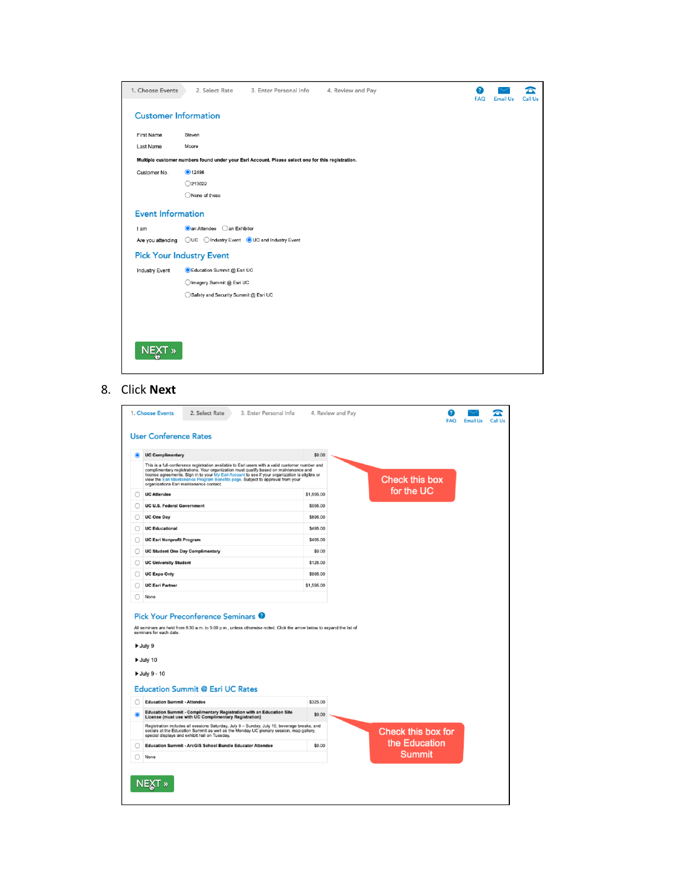1. Choose Events | 2. Select Rate | 3. Enter Personal Info | 4. Review and Pay

FAQ | Email Us | Call Us

## Customer Information

First Name: Steven

Last Name: Moore

**Multiple customer numbers found under your Esri Account. Please select one for this registration.**

Customer No.
- (●) 12498
- ( ) 213022
- ( ) None of these

## Event Information

I am: (●) an Attendee ( ) an Exhibitor

Are you attending: ( ) UC ( ) Industry Event (●) UC and Industry Event

## Pick Your Industry Event

Industry Event
- (●) Education Summit @ Esri UC
- ( ) Imagery Summit @ Esri UC
- ( ) Safety and Security Summit @ Esri UC

NEXT »

8. Click **Next**

1. Choose Events | 2. Select Rate | 3. Enter Personal Info | 4. Review and Pay

FAQ | Email Us | Call Us

## User Conference Rates

| | Rate | Price |
|---|---|---|
| (●) | **UC Complimentary**<br>This is a full-conference registration available to Esri users with a valid customer number and complimentary registrations. Your organization must qualify based on maintenance and license agreements. Sign in to your My Esri Account to see if your organization is eligible or view the Esri Maintenance Program Benefits page. Subject to approval from your organizations Esri maintenance contact. | $0.00 |
| ( ) | **UC Attendee** | $1,895.00 |
| ( ) | **UC U.S. Federal Government** | $995.00 |
| ( ) | **UC One Day** | $895.00 |
| ( ) | **UC Educational** | $495.00 |
| ( ) | **UC Esri Nonprofit Program** | $495.00 |
| ( ) | **UC Student One Day Complimentary** | $0.00 |
| ( ) | **UC University Student** | $125.00 |
| ( ) | **UC Expo Only** | $995.00 |
| ( ) | **UC Esri Partner** | $1,595.00 |
| ( ) | None | |

Check this box for the UC

## Pick Your Preconference Seminars

All seminars are held from 8:30 a.m. to 5:00 p.m., unless otherwise noted. Click the arrow below to expand the list of seminars for each date.

- ▸ July 9
- ▸ July 10
- ▸ July 9 - 10

## Education Summit @ Esri UC Rates

| | Rate | Price |
|---|---|---|
| ( ) | **Education Summit - Attendee** | $325.00 |
| (●) | **Education Summit - Complimentary Registration with an Education Site License (must use with UC Complimentary Registration)**<br>Registration includes all sessions Saturday, July 9 – Sunday, July 10, beverage breaks, and socials at the Education Summit as well as the Monday UC plenary session, map gallery, special displays and exhibit hall on Tuesday. | $0.00 |
| ( ) | **Education Summit - ArcGIS School Bundle Educator Attendee** | $0.00 |
| ( ) | None | |

Check this box for the Education Summit

NEXT »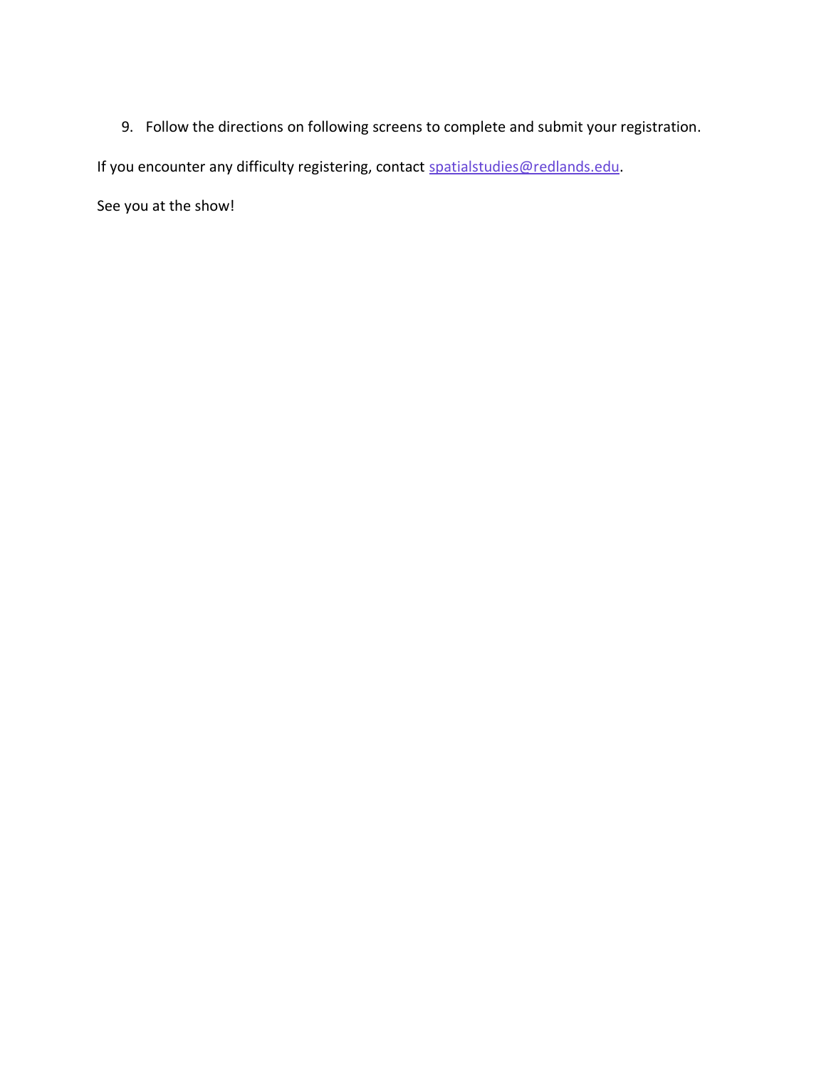9. Follow the directions on following screens to complete and submit your registration.

If you encounter any difficulty registering, contact [spatialstudies@redlands.edu](mailto:spatialstudies@redlands.edu).

See you at the show!